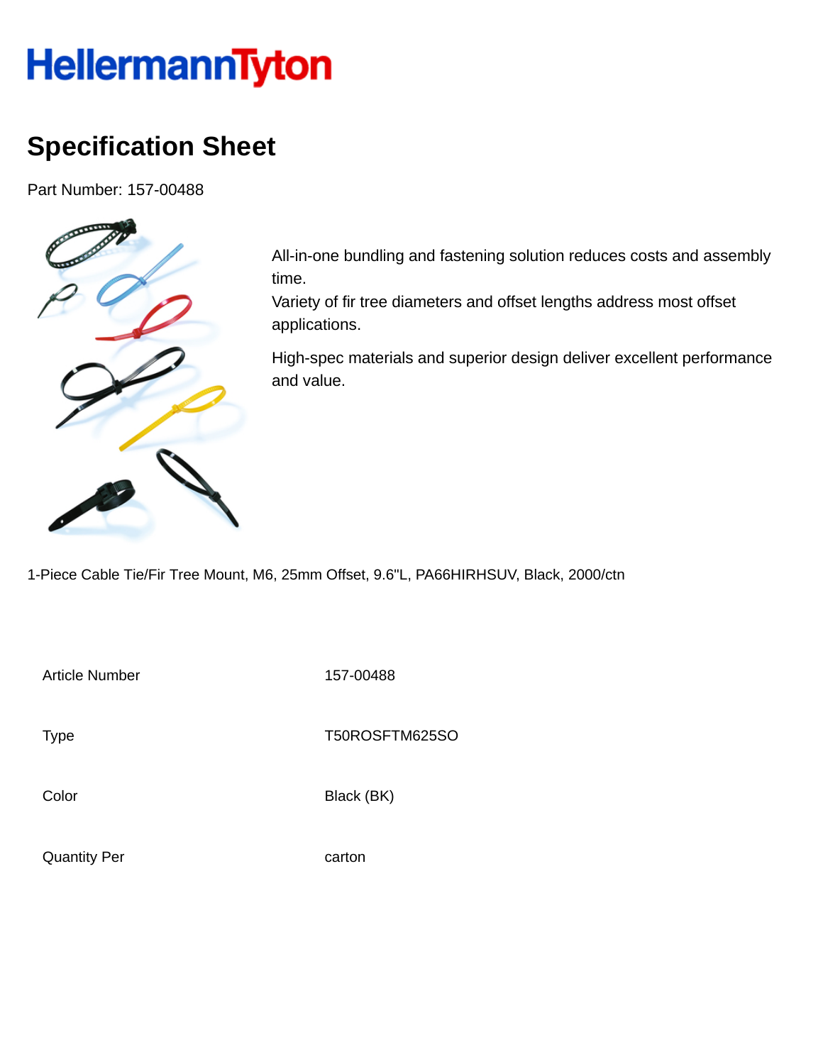# HellermannTyton

## Specification Sheet

Part Number: 157-00488

All-in-one bundling and fastening solution reduces costs and assembly time.
Variety of fir tree diameters and offset lengths address most offset applications.

High-spec materials and superior design deliver excellent performance and value.

1-Piece Cable Tie/Fir Tree Mount, M6, 25mm Offset, 9.6"L, PA66HIRHSUV, Black, 2000/ctn

| | |
|---|---|
| Article Number | 157-00488 |
| Type | T50ROSFTM625SO |
| Color | Black (BK) |
| Quantity Per | carton |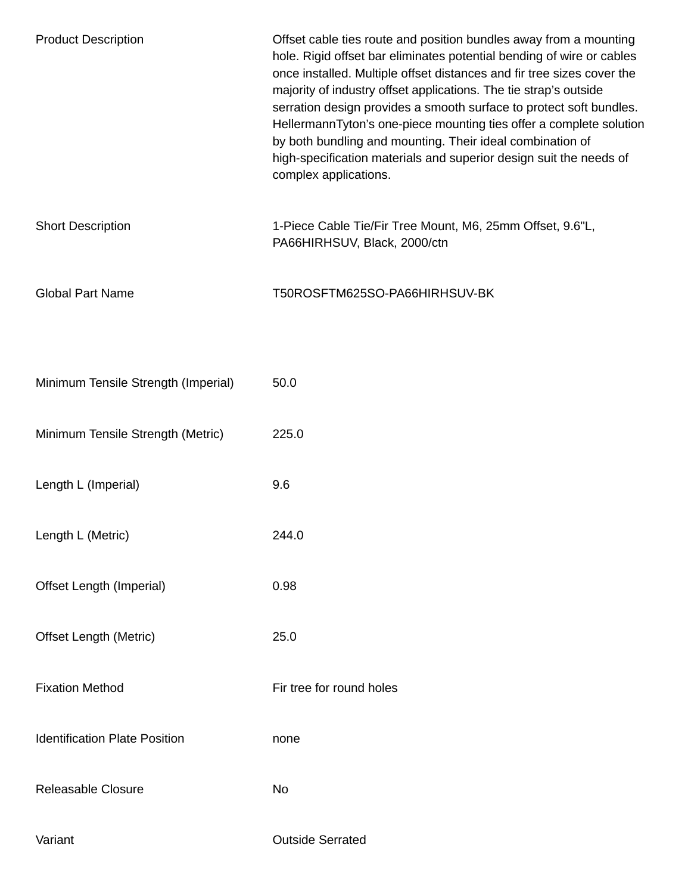| | |
|---|---|
| Product Description | Offset cable ties route and position bundles away from a mounting hole. Rigid offset bar eliminates potential bending of wire or cables once installed. Multiple offset distances and fir tree sizes cover the majority of industry offset applications. The tie strap’s outside serration design provides a smooth surface to protect soft bundles. HellermannTyton’s one-piece mounting ties offer a complete solution by both bundling and mounting. Their ideal combination of high-specification materials and superior design suit the needs of complex applications. |
| Short Description | 1-Piece Cable Tie/Fir Tree Mount, M6, 25mm Offset, 9.6"L, PA66HIRHSUV, Black, 2000/ctn |
| Global Part Name | T50ROSFTM625SO-PA66HIRHSUV-BK |
| Minimum Tensile Strength (Imperial) | 50.0 |
| Minimum Tensile Strength (Metric) | 225.0 |
| Length L (Imperial) | 9.6 |
| Length L (Metric) | 244.0 |
| Offset Length (Imperial) | 0.98 |
| Offset Length (Metric) | 25.0 |
| Fixation Method | Fir tree for round holes |
| Identification Plate Position | none |
| Releasable Closure | No |
| Variant | Outside Serrated |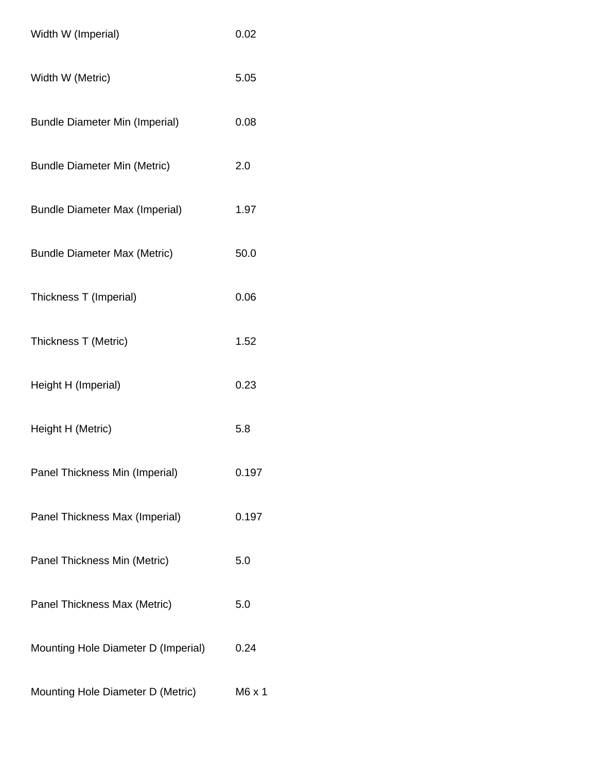| | |
|---|---|
| Width W (Imperial) | 0.02 |
| Width W (Metric) | 5.05 |
| Bundle Diameter Min (Imperial) | 0.08 |
| Bundle Diameter Min (Metric) | 2.0 |
| Bundle Diameter Max (Imperial) | 1.97 |
| Bundle Diameter Max (Metric) | 50.0 |
| Thickness T (Imperial) | 0.06 |
| Thickness T (Metric) | 1.52 |
| Height H (Imperial) | 0.23 |
| Height H (Metric) | 5.8 |
| Panel Thickness Min (Imperial) | 0.197 |
| Panel Thickness Max (Imperial) | 0.197 |
| Panel Thickness Min (Metric) | 5.0 |
| Panel Thickness Max (Metric) | 5.0 |
| Mounting Hole Diameter D (Imperial) | 0.24 |
| Mounting Hole Diameter D (Metric) | M6 x 1 |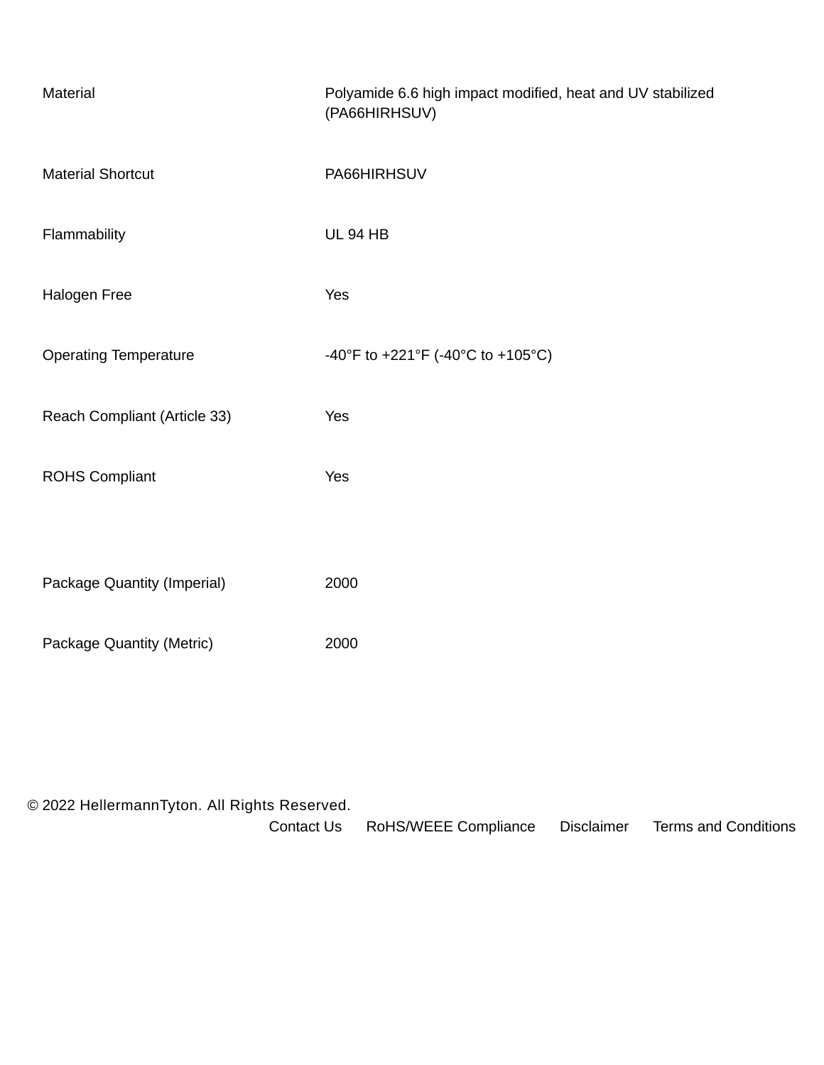| | |
|---|---|
| Material | Polyamide 6.6 high impact modified, heat and UV stabilized (PA66HIRHSUV) |
| Material Shortcut | PA66HIRHSUV |
| Flammability | UL 94 HB |
| Halogen Free | Yes |
| Operating Temperature | -40°F to +221°F (-40°C to +105°C) |
| Reach Compliant (Article 33) | Yes |
| ROHS Compliant | Yes |

| | |
|---|---|
| Package Quantity (Imperial) | 2000 |
| Package Quantity (Metric) | 2000 |

© 2022 HellermannTyton. All Rights Reserved.

Contact Us RoHS/WEEE Compliance Disclaimer Terms and Conditions